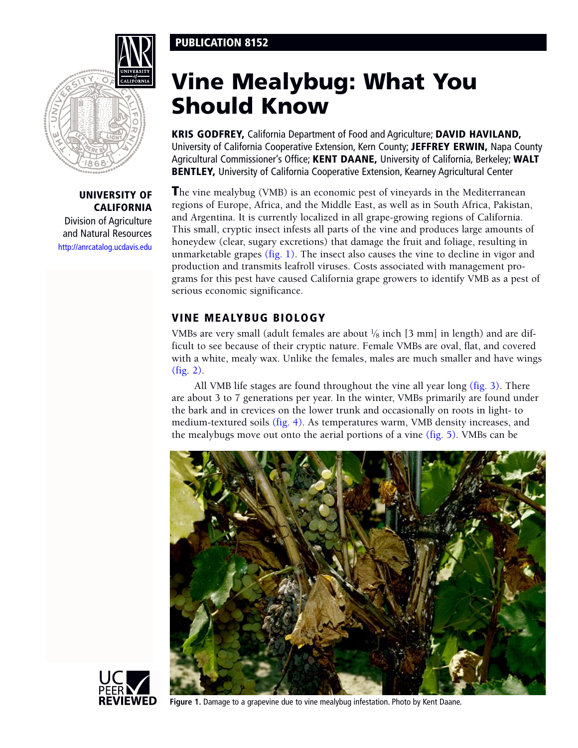PUBLICATION 8152

# Vine Mealybug: What You Should Know

**KRIS GODFREY,** California Department of Food and Agriculture; **DAVID HAVILAND,** University of California Cooperative Extension, Kern County; **JEFFREY ERWIN,** Napa County Agricultural Commissioner's Office; **KENT DAANE,** University of California, Berkeley; **WALT BENTLEY,** University of California Cooperative Extension, Kearney Agricultural Center

**UNIVERSITY OF CALIFORNIA**
Division of Agriculture and Natural Resources
http://anrcatalog.ucdavis.edu

The vine mealybug (VMB) is an economic pest of vineyards in the Mediterranean regions of Europe, Africa, and the Middle East, as well as in South Africa, Pakistan, and Argentina. It is currently localized in all grape-growing regions of California. This small, cryptic insect infests all parts of the vine and produces large amounts of honeydew (clear, sugary excretions) that damage the fruit and foliage, resulting in unmarketable grapes (fig. 1). The insect also causes the vine to decline in vigor and production and transmits leafroll viruses. Costs associated with management programs for this pest have caused California grape growers to identify VMB as a pest of serious economic significance.

## VINE MEALYBUG BIOLOGY

VMBs are very small (adult females are about ⅛ inch [3 mm] in length) and are difficult to see because of their cryptic nature. Female VMBs are oval, flat, and covered with a white, mealy wax. Unlike the females, males are much smaller and have wings (fig. 2).

All VMB life stages are found throughout the vine all year long (fig. 3). There are about 3 to 7 generations per year. In the winter, VMBs primarily are found under the bark and in crevices on the lower trunk and occasionally on roots in light- to medium-textured soils (fig. 4). As temperatures warm, VMB density increases, and the mealybugs move out onto the aerial portions of a vine (fig. 5). VMBs can be

**Figure 1.** Damage to a grapevine due to vine mealybug infestation. Photo by Kent Daane.

UC PEER REVIEWED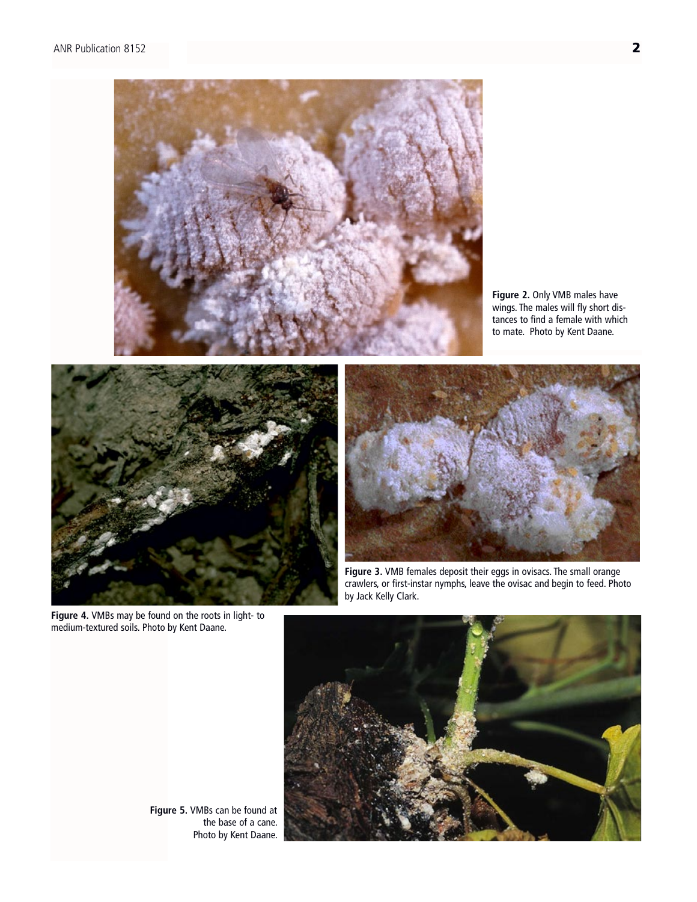**Figure 2.** Only VMB males have wings. The males will fly short distances to find a female with which to mate. Photo by Kent Daane.

**Figure 3.** VMB females deposit their eggs in ovisacs. The small orange crawlers, or first-instar nymphs, leave the ovisac and begin to feed. Photo by Jack Kelly Clark.

**Figure 4.** VMBs may be found on the roots in light- to medium-textured soils. Photo by Kent Daane.

**Figure 5.** VMBs can be found at the base of a cane. Photo by Kent Daane.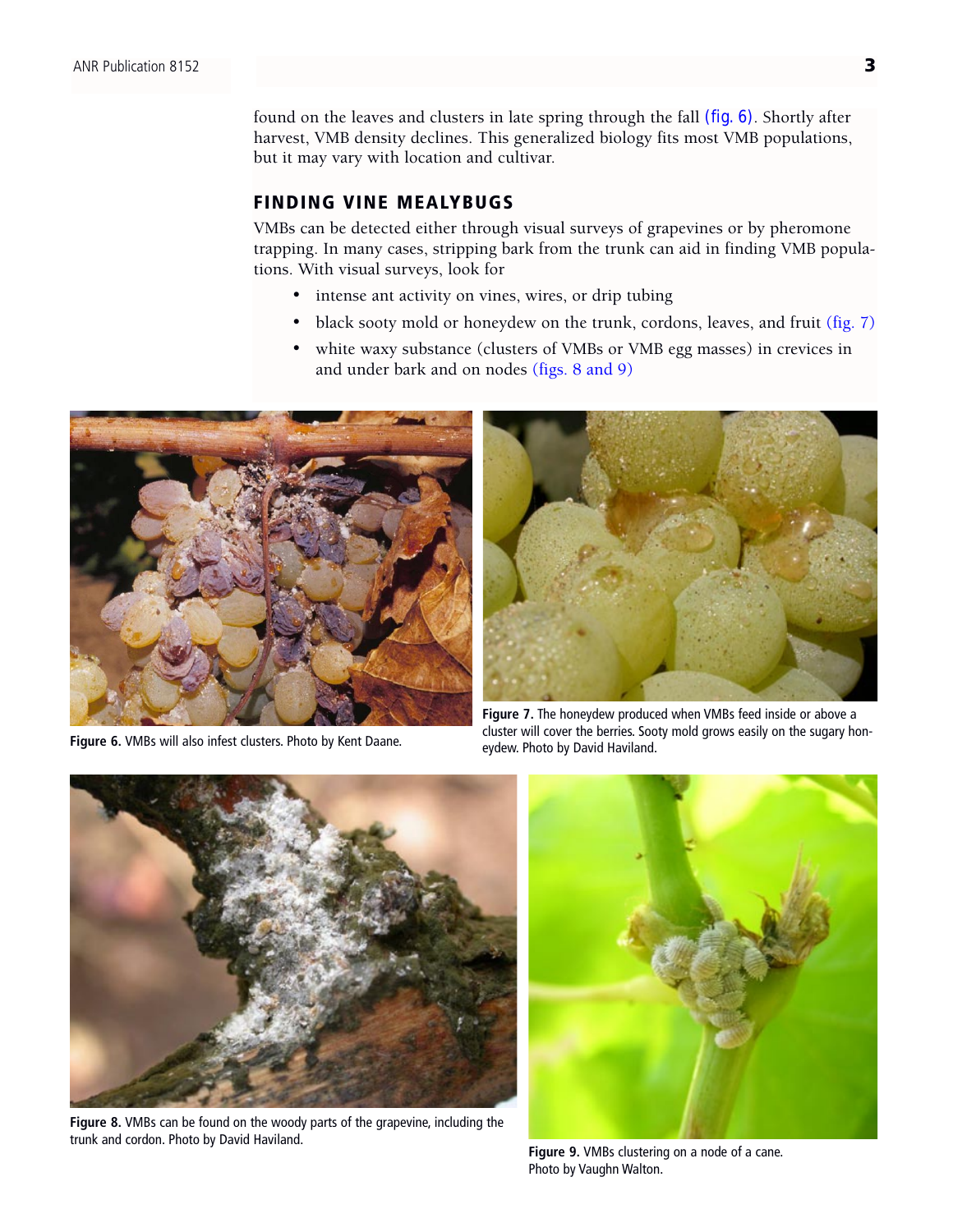found on the leaves and clusters in late spring through the fall (fig. 6). Shortly after harvest, VMB density declines. This generalized biology fits most VMB populations, but it may vary with location and cultivar.

## FINDING VINE MEALYBUGS

VMBs can be detected either through visual surveys of grapevines or by pheromone trapping. In many cases, stripping bark from the trunk can aid in finding VMB populations. With visual surveys, look for

- intense ant activity on vines, wires, or drip tubing
- black sooty mold or honeydew on the trunk, cordons, leaves, and fruit (fig. 7)
- white waxy substance (clusters of VMBs or VMB egg masses) in crevices in and under bark and on nodes (figs. 8 and 9)

**Figure 6.** VMBs will also infest clusters. Photo by Kent Daane.

**Figure 7.** The honeydew produced when VMBs feed inside or above a cluster will cover the berries. Sooty mold grows easily on the sugary honeydew. Photo by David Haviland.

**Figure 8.** VMBs can be found on the woody parts of the grapevine, including the trunk and cordon. Photo by David Haviland.

**Figure 9.** VMBs clustering on a node of a cane. Photo by Vaughn Walton.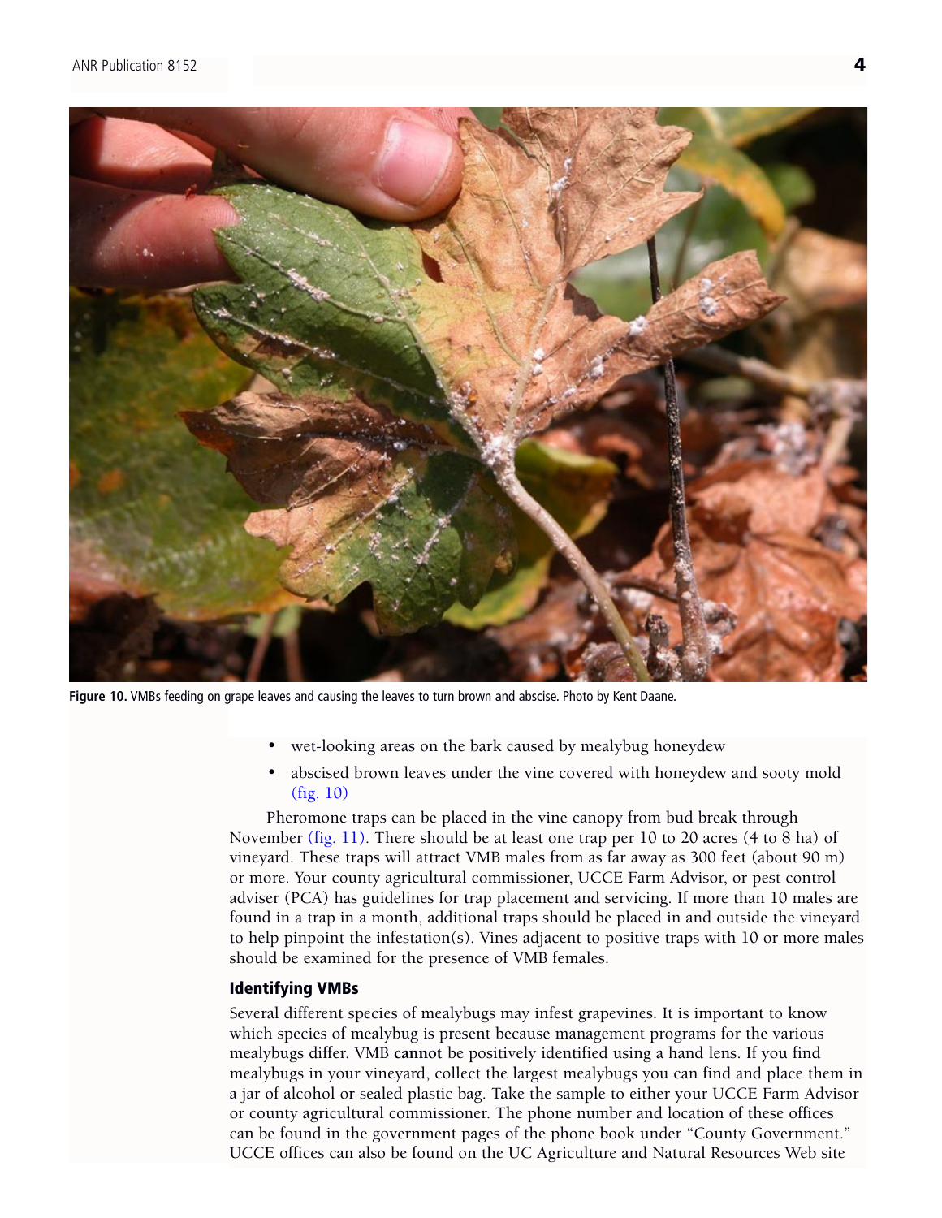Figure 10. VMBs feeding on grape leaves and causing the leaves to turn brown and abscise. Photo by Kent Daane.

- wet-looking areas on the bark caused by mealybug honeydew
- abscised brown leaves under the vine covered with honeydew and sooty mold (fig. 10)

Pheromone traps can be placed in the vine canopy from bud break through November (fig. 11). There should be at least one trap per 10 to 20 acres (4 to 8 ha) of vineyard. These traps will attract VMB males from as far away as 300 feet (about 90 m) or more. Your county agricultural commissioner, UCCE Farm Advisor, or pest control adviser (PCA) has guidelines for trap placement and servicing. If more than 10 males are found in a trap in a month, additional traps should be placed in and outside the vineyard to help pinpoint the infestation(s). Vines adjacent to positive traps with 10 or more males should be examined for the presence of VMB females.

### Identifying VMBs

Several different species of mealybugs may infest grapevines. It is important to know which species of mealybug is present because management programs for the various mealybugs differ. VMB **cannot** be positively identified using a hand lens. If you find mealybugs in your vineyard, collect the largest mealybugs you can find and place them in a jar of alcohol or sealed plastic bag. Take the sample to either your UCCE Farm Advisor or county agricultural commissioner. The phone number and location of these offices can be found in the government pages of the phone book under "County Government." UCCE offices can also be found on the UC Agriculture and Natural Resources Web site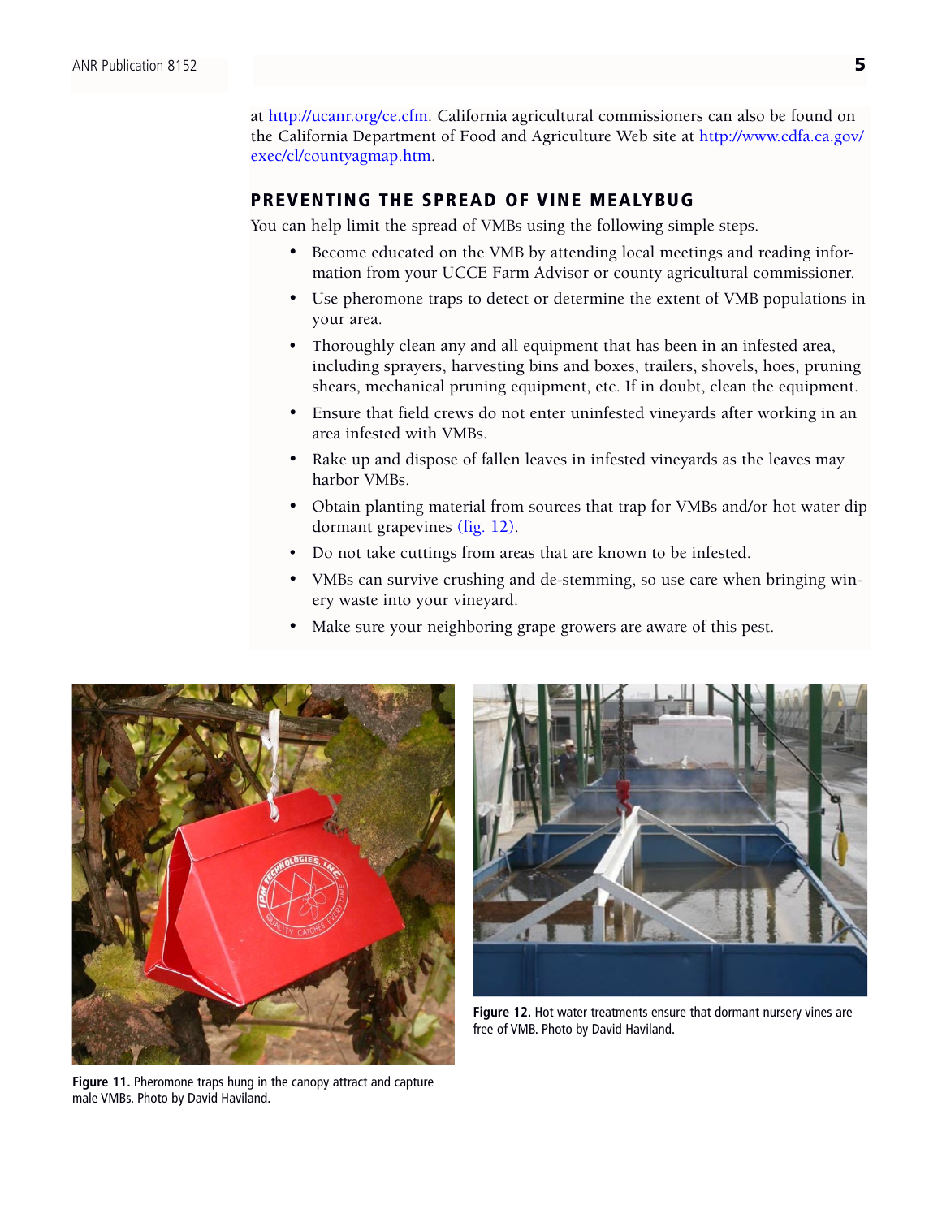at http://ucanr.org/ce.cfm. California agricultural commissioners can also be found on the California Department of Food and Agriculture Web site at http://www.cdfa.ca.gov/exec/cl/countyagmap.htm.

## PREVENTING THE SPREAD OF VINE MEALYBUG

You can help limit the spread of VMBs using the following simple steps.

- Become educated on the VMB by attending local meetings and reading information from your UCCE Farm Advisor or county agricultural commissioner.
- Use pheromone traps to detect or determine the extent of VMB populations in your area.
- Thoroughly clean any and all equipment that has been in an infested area, including sprayers, harvesting bins and boxes, trailers, shovels, hoes, pruning shears, mechanical pruning equipment, etc. If in doubt, clean the equipment.
- Ensure that field crews do not enter uninfested vineyards after working in an area infested with VMBs.
- Rake up and dispose of fallen leaves in infested vineyards as the leaves may harbor VMBs.
- Obtain planting material from sources that trap for VMBs and/or hot water dip dormant grapevines (fig. 12).
- Do not take cuttings from areas that are known to be infested.
- VMBs can survive crushing and de-stemming, so use care when bringing winery waste into your vineyard.
- Make sure your neighboring grape growers are aware of this pest.

**Figure 11.** Pheromone traps hung in the canopy attract and capture male VMBs. Photo by David Haviland.

**Figure 12.** Hot water treatments ensure that dormant nursery vines are free of VMB. Photo by David Haviland.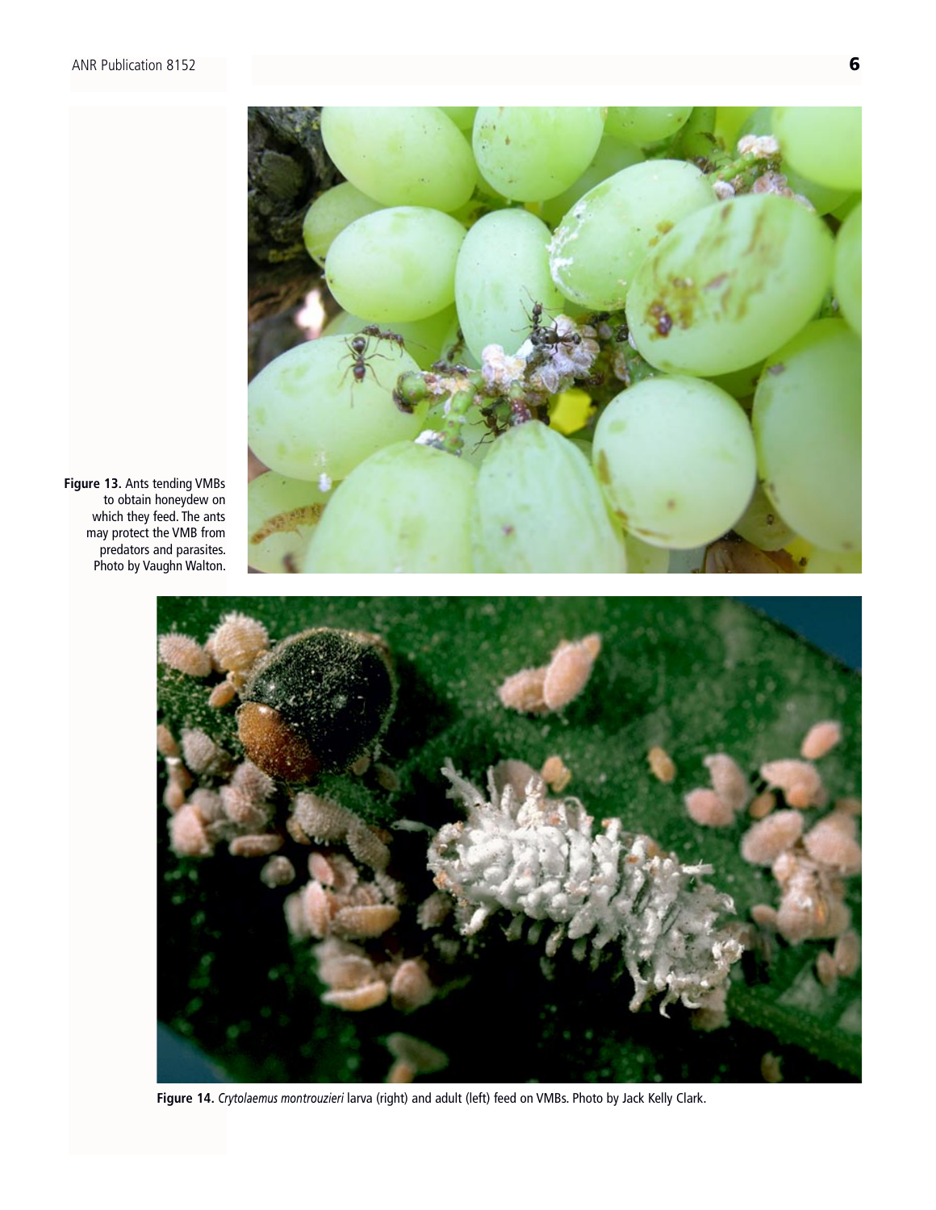**Figure 13.** Ants tending VMBs to obtain honeydew on which they feed. The ants may protect the VMB from predators and parasites. Photo by Vaughn Walton.

**Figure 14.** *Crytolaemus montrouzieri* larva (right) and adult (left) feed on VMBs. Photo by Jack Kelly Clark.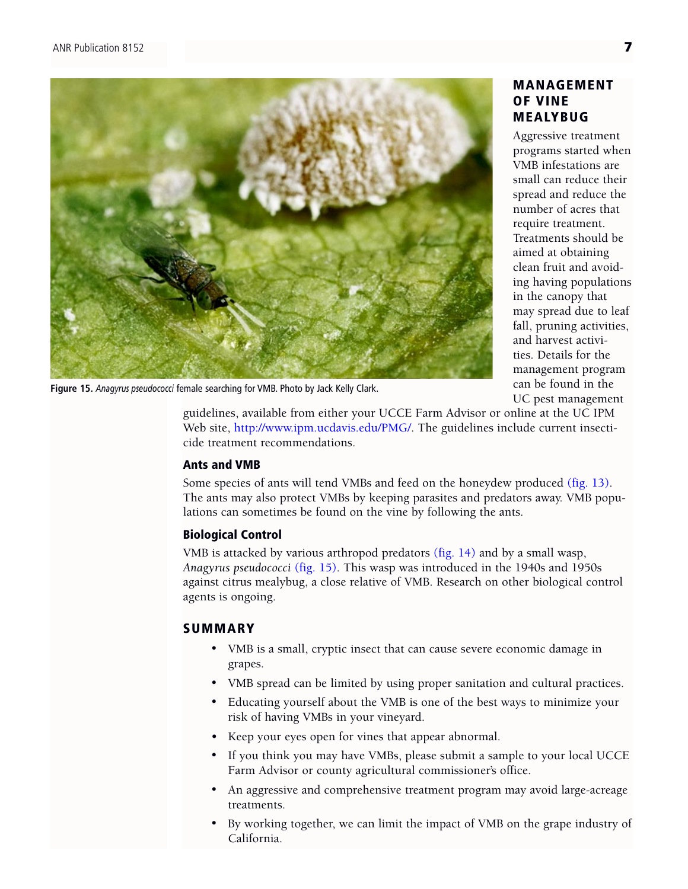Figure 15. *Anagyrus pseudococci* female searching for VMB. Photo by Jack Kelly Clark.

## MANAGEMENT OF VINE MEALYBUG

Aggressive treatment programs started when VMB infestations are small can reduce their spread and reduce the number of acres that require treatment. Treatments should be aimed at obtaining clean fruit and avoiding having populations in the canopy that may spread due to leaf fall, pruning activities, and harvest activities. Details for the management program can be found in the UC pest management guidelines, available from either your UCCE Farm Advisor or online at the UC IPM Web site, http://www.ipm.ucdavis.edu/PMG/. The guidelines include current insecticide treatment recommendations.

### Ants and VMB

Some species of ants will tend VMBs and feed on the honeydew produced (fig. 13). The ants may also protect VMBs by keeping parasites and predators away. VMB populations can sometimes be found on the vine by following the ants.

### Biological Control

VMB is attacked by various arthropod predators (fig. 14) and by a small wasp, *Anagyrus pseudococci* (fig. 15). This wasp was introduced in the 1940s and 1950s against citrus mealybug, a close relative of VMB. Research on other biological control agents is ongoing.

## SUMMARY

- VMB is a small, cryptic insect that can cause severe economic damage in grapes.
- VMB spread can be limited by using proper sanitation and cultural practices.
- Educating yourself about the VMB is one of the best ways to minimize your risk of having VMBs in your vineyard.
- Keep your eyes open for vines that appear abnormal.
- If you think you may have VMBs, please submit a sample to your local UCCE Farm Advisor or county agricultural commissioner's office.
- An aggressive and comprehensive treatment program may avoid large-acreage treatments.
- By working together, we can limit the impact of VMB on the grape industry of California.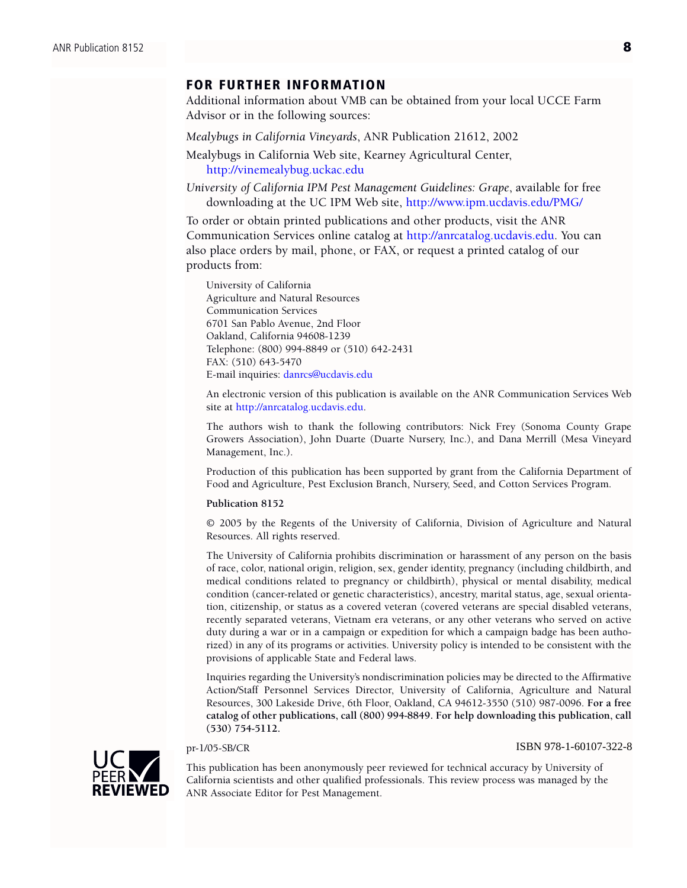## FOR FURTHER INFORMATION

Additional information about VMB can be obtained from your local UCCE Farm Advisor or in the following sources:

*Mealybugs in California Vineyards*, ANR Publication 21612, 2002

Mealybugs in California Web site, Kearney Agricultural Center, http://vinemealybug.uckac.edu

*University of California IPM Pest Management Guidelines: Grape*, available for free downloading at the UC IPM Web site, http://www.ipm.ucdavis.edu/PMG/

To order or obtain printed publications and other products, visit the ANR Communication Services online catalog at http://anrcatalog.ucdavis.edu. You can also place orders by mail, phone, or FAX, or request a printed catalog of our products from:

University of California
Agriculture and Natural Resources
Communication Services
6701 San Pablo Avenue, 2nd Floor
Oakland, California 94608-1239
Telephone: (800) 994-8849 or (510) 642-2431
FAX: (510) 643-5470
E-mail inquiries: danrcs@ucdavis.edu

An electronic version of this publication is available on the ANR Communication Services Web site at http://anrcatalog.ucdavis.edu.

The authors wish to thank the following contributors: Nick Frey (Sonoma County Grape Growers Association), John Duarte (Duarte Nursery, Inc.), and Dana Merrill (Mesa Vineyard Management, Inc.).

Production of this publication has been supported by grant from the California Department of Food and Agriculture, Pest Exclusion Branch, Nursery, Seed, and Cotton Services Program.

**Publication 8152**

© 2005 by the Regents of the University of California, Division of Agriculture and Natural Resources. All rights reserved.

The University of California prohibits discrimination or harassment of any person on the basis of race, color, national origin, religion, sex, gender identity, pregnancy (including childbirth, and medical conditions related to pregnancy or childbirth), physical or mental disability, medical condition (cancer-related or genetic characteristics), ancestry, marital status, age, sexual orientation, citizenship, or status as a covered veteran (covered veterans are special disabled veterans, recently separated veterans, Vietnam era veterans, or any other veterans who served on active duty during a war or in a campaign or expedition for which a campaign badge has been authorized) in any of its programs or activities. University policy is intended to be consistent with the provisions of applicable State and Federal laws.

Inquiries regarding the University's nondiscrimination policies may be directed to the Affirmative Action/Staff Personnel Services Director, University of California, Agriculture and Natural Resources, 300 Lakeside Drive, 6th Floor, Oakland, CA 94612-3550 (510) 987-0096. **For a free catalog of other publications, call (800) 994-8849. For help downloading this publication, call (530) 754-5112.**

pr-1/05-SB/CR

ISBN 978-1-60107-322-8

UC PEER REVIEWED

This publication has been anonymously peer reviewed for technical accuracy by University of California scientists and other qualified professionals. This review process was managed by the ANR Associate Editor for Pest Management.